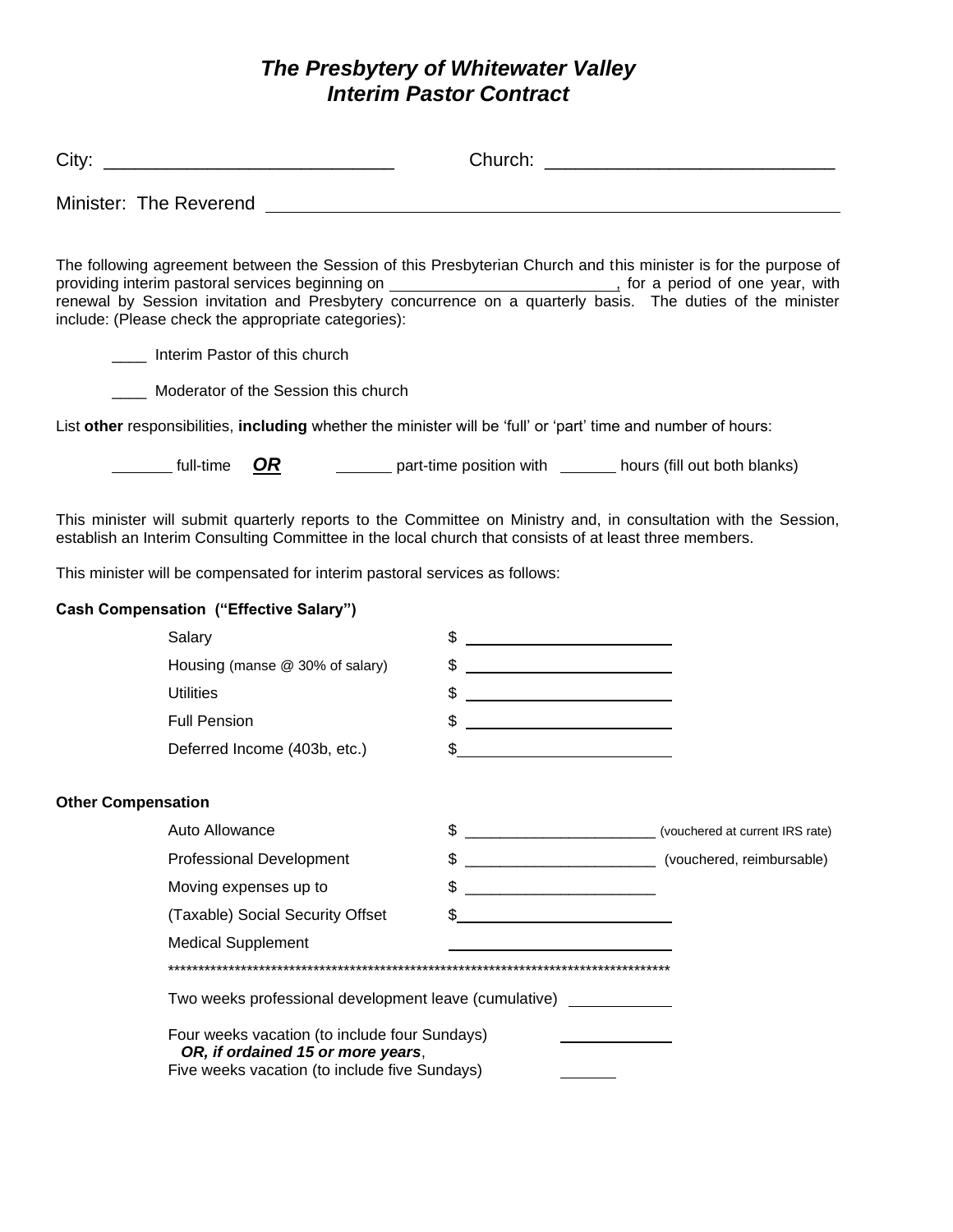# *The Presbytery of Whitewater Valley*
## *Interim Pastor Contract*

City: ____________________________ Church: ____________________________

Minister: The Reverend ____________________________________________

The following agreement between the Session of this Presbyterian Church and this minister is for the purpose of providing interim pastoral services beginning on __________________________, for a period of one year, with renewal by Session invitation and Presbytery concurrence on a quarterly basis. The duties of the minister include: (Please check the appropriate categories):

____ Interim Pastor of this church

____ Moderator of the Session this church

List **other** responsibilities, **including** whether the minister will be 'full' or 'part' time and number of hours:

_______ full-time ***OR*** _______ part-time position with _______ hours (fill out both blanks)

This minister will submit quarterly reports to the Committee on Ministry and, in consultation with the Session, establish an Interim Consulting Committee in the local church that consists of at least three members.

This minister will be compensated for interim pastoral services as follows:

**Cash Compensation ("Effective Salary")**

| | |
|---|---|
| Salary | $ ________________________ |
| Housing (manse @ 30% of salary) | $ ________________________ |
| Utilities | $ ________________________ |
| Full Pension | $ ________________________ |
| Deferred Income (403b, etc.) | $ ________________________ |

**Other Compensation**

| | |
|---|---|
| Auto Allowance | $ ________________________ (vouchered at current IRS rate) |
| Professional Development | $ ________________________ (vouchered, reimbursable) |
| Moving expenses up to | $ ________________________ |
| (Taxable) Social Security Offset | $ ________________________ |
| Medical Supplement | ________________________ |

************************************************************************************

Two weeks professional development leave (cumulative) ____________

Four weeks vacation (to include four Sundays) ____________
***OR, if ordained 15 or more years***,
Five weeks vacation (to include five Sundays) ______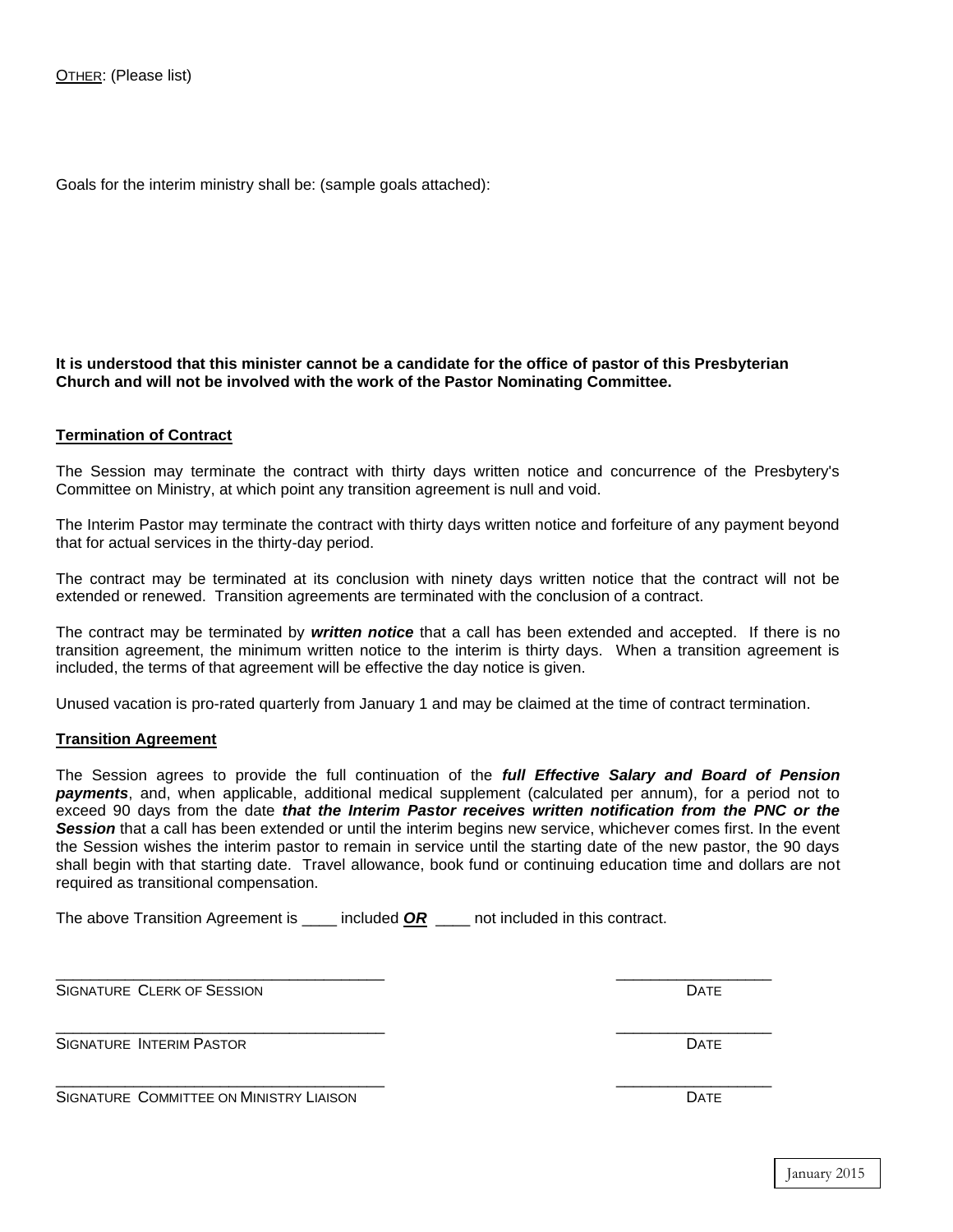OTHER: (Please list)

Goals for the interim ministry shall be: (sample goals attached):

**It is understood that this minister cannot be a candidate for the office of pastor of this Presbyterian Church and will not be involved with the work of the Pastor Nominating Committee.**

**Termination of Contract**

The Session may terminate the contract with thirty days written notice and concurrence of the Presbytery's Committee on Ministry, at which point any transition agreement is null and void.

The Interim Pastor may terminate the contract with thirty days written notice and forfeiture of any payment beyond that for actual services in the thirty-day period.

The contract may be terminated at its conclusion with ninety days written notice that the contract will not be extended or renewed. Transition agreements are terminated with the conclusion of a contract.

The contract may be terminated by ***written notice*** that a call has been extended and accepted. If there is no transition agreement, the minimum written notice to the interim is thirty days. When a transition agreement is included, the terms of that agreement will be effective the day notice is given.

Unused vacation is pro-rated quarterly from January 1 and may be claimed at the time of contract termination.

**Transition Agreement**

The Session agrees to provide the full continuation of the ***full Effective Salary and Board of Pension payments***, and, when applicable, additional medical supplement (calculated per annum), for a period not to exceed 90 days from the date ***that the Interim Pastor receives written notification from the PNC or the Session*** that a call has been extended or until the interim begins new service, whichever comes first. In the event the Session wishes the interim pastor to remain in service until the starting date of the new pastor, the 90 days shall begin with that starting date. Travel allowance, book fund or continuing education time and dollars are not required as transitional compensation.

The above Transition Agreement is ____ included ***OR*** ____ not included in this contract.

_____________________________________ _________________
SIGNATURE CLERK OF SESSION DATE

_____________________________________ _________________
SIGNATURE INTERIM PASTOR DATE

_____________________________________ _________________
SIGNATURE COMMITTEE ON MINISTRY LIAISON DATE

January 2015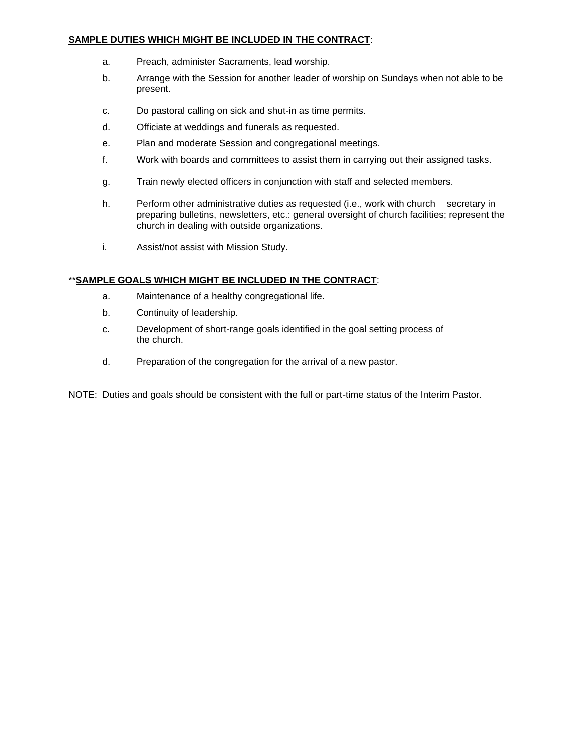**<u>SAMPLE DUTIES WHICH MIGHT BE INCLUDED IN THE CONTRACT</u>**:

a. Preach, administer Sacraments, lead worship.

b. Arrange with the Session for another leader of worship on Sundays when not able to be present.

c. Do pastoral calling on sick and shut-in as time permits.

d. Officiate at weddings and funerals as requested.

e. Plan and moderate Session and congregational meetings.

f. Work with boards and committees to assist them in carrying out their assigned tasks.

g. Train newly elected officers in conjunction with staff and selected members.

h. Perform other administrative duties as requested (i.e., work with church secretary in preparing bulletins, newsletters, etc.: general oversight of church facilities; represent the church in dealing with outside organizations.

i. Assist/not assist with Mission Study.

**<u>SAMPLE GOALS WHICH MIGHT BE INCLUDED IN THE CONTRACT</u>**:

a. Maintenance of a healthy congregational life.

b. Continuity of leadership.

c. Development of short-range goals identified in the goal setting process of the church.

d. Preparation of the congregation for the arrival of a new pastor.

NOTE: Duties and goals should be consistent with the full or part-time status of the Interim Pastor.